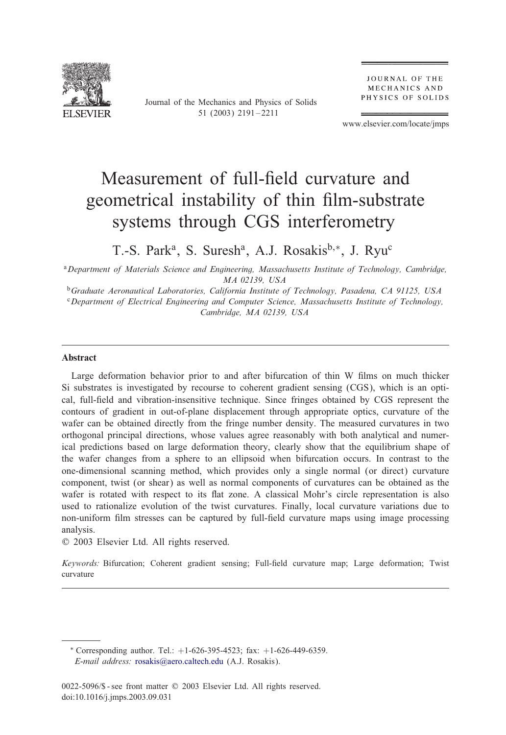# Measurement of full-field curvature and geometrical instability of thin film-substrate systems through CGS interferometry

T.-S. Park[a], S. Suresh[a], A.J. Rosakis[b,*], J. Ryu[c]

[a] *Department of Materials Science and Engineering, Massachusetts Institute of Technology, Cambridge, MA 02139, USA*

[b] *Graduate Aeronautical Laboratories, California Institute of Technology, Pasadena, CA 91125, USA*

[c] *Department of Electrical Engineering and Computer Science, Massachusetts Institute of Technology, Cambridge, MA 02139, USA*

## Abstract

Large deformation behavior prior to and after bifurcation of thin W films on much thicker Si substrates is investigated by recourse to coherent gradient sensing (CGS), which is an optical, full-field and vibration-insensitive technique. Since fringes obtained by CGS represent the contours of gradient in out-of-plane displacement through appropriate optics, curvature of the wafer can be obtained directly from the fringe number density. The measured curvatures in two orthogonal principal directions, whose values agree reasonably with both analytical and numerical predictions based on large deformation theory, clearly show that the equilibrium shape of the wafer changes from a sphere to an ellipsoid when bifurcation occurs. In contrast to the one-dimensional scanning method, which provides only a single normal (or direct) curvature component, twist (or shear) as well as normal components of curvatures can be obtained as the wafer is rotated with respect to its flat zone. A classical Mohr's circle representation is also used to rationalize evolution of the twist curvatures. Finally, local curvature variations due to non-uniform film stresses can be captured by full-field curvature maps using image processing analysis.

© 2003 Elsevier Ltd. All rights reserved.

*Keywords:* Bifurcation; Coherent gradient sensing; Full-field curvature map; Large deformation; Twist curvature

---

\* Corresponding author. Tel.: +1-626-395-4523; fax: +1-626-449-6359.
*E-mail address:* rosakis@aero.caltech.edu (A.J. Rosakis).

0022-5096/$ - see front matter © 2003 Elsevier Ltd. All rights reserved.
doi:10.1016/j.jmps.2003.09.031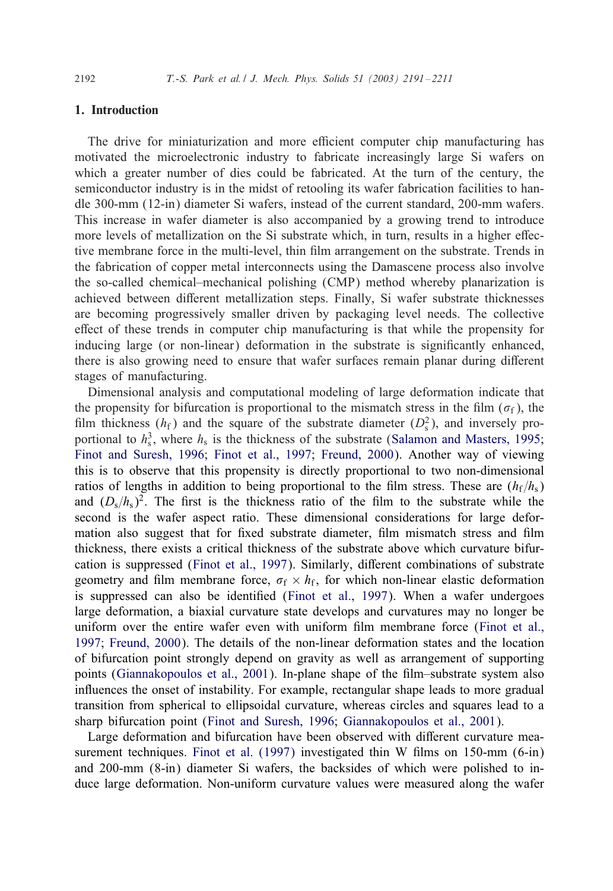## 1. Introduction

The drive for miniaturization and more efficient computer chip manufacturing has motivated the microelectronic industry to fabricate increasingly large Si wafers on which a greater number of dies could be fabricated. At the turn of the century, the semiconductor industry is in the midst of retooling its wafer fabrication facilities to handle 300-mm (12-in) diameter Si wafers, instead of the current standard, 200-mm wafers. This increase in wafer diameter is also accompanied by a growing trend to introduce more levels of metallization on the Si substrate which, in turn, results in a higher effective membrane force in the multi-level, thin film arrangement on the substrate. Trends in the fabrication of copper metal interconnects using the Damascene process also involve the so-called chemical–mechanical polishing (CMP) method whereby planarization is achieved between different metallization steps. Finally, Si wafer substrate thicknesses are becoming progressively smaller driven by packaging level needs. The collective effect of these trends in computer chip manufacturing is that while the propensity for inducing large (or non-linear) deformation in the substrate is significantly enhanced, there is also growing need to ensure that wafer surfaces remain planar during different stages of manufacturing.

Dimensional analysis and computational modeling of large deformation indicate that the propensity for bifurcation is proportional to the mismatch stress in the film ($\sigma_f$), the film thickness ($h_f$) and the square of the substrate diameter ($D_s^2$), and inversely proportional to $h_s^3$, where $h_s$ is the thickness of the substrate (Salamon and Masters, 1995; Finot and Suresh, 1996; Finot et al., 1997; Freund, 2000). Another way of viewing this is to observe that this propensity is directly proportional to two non-dimensional ratios of lengths in addition to being proportional to the film stress. These are $(h_f/h_s)$ and $(D_s/h_s)^2$. The first is the thickness ratio of the film to the substrate while the second is the wafer aspect ratio. These dimensional considerations for large deformation also suggest that for fixed substrate diameter, film mismatch stress and film thickness, there exists a critical thickness of the substrate above which curvature bifurcation is suppressed (Finot et al., 1997). Similarly, different combinations of substrate geometry and film membrane force, $\sigma_f \times h_f$, for which non-linear elastic deformation is suppressed can also be identified (Finot et al., 1997). When a wafer undergoes large deformation, a biaxial curvature state develops and curvatures may no longer be uniform over the entire wafer even with uniform film membrane force (Finot et al., 1997; Freund, 2000). The details of the non-linear deformation states and the location of bifurcation point strongly depend on gravity as well as arrangement of supporting points (Giannakopoulos et al., 2001). In-plane shape of the film–substrate system also influences the onset of instability. For example, rectangular shape leads to more gradual transition from spherical to ellipsoidal curvature, whereas circles and squares lead to a sharp bifurcation point (Finot and Suresh, 1996; Giannakopoulos et al., 2001).

Large deformation and bifurcation have been observed with different curvature measurement techniques. Finot et al. (1997) investigated thin W films on 150-mm (6-in) and 200-mm (8-in) diameter Si wafers, the backsides of which were polished to induce large deformation. Non-uniform curvature values were measured along the wafer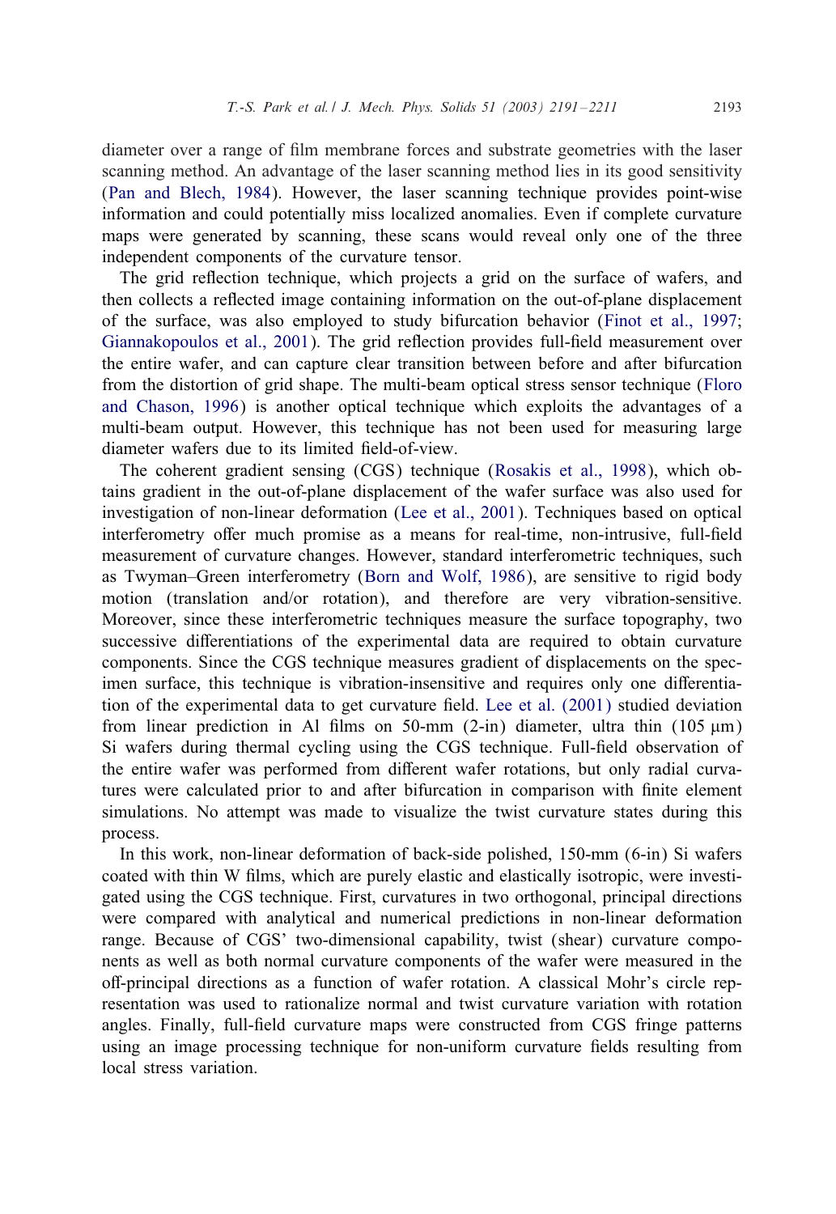diameter over a range of film membrane forces and substrate geometries with the laser scanning method. An advantage of the laser scanning method lies in its good sensitivity (Pan and Blech, 1984). However, the laser scanning technique provides point-wise information and could potentially miss localized anomalies. Even if complete curvature maps were generated by scanning, these scans would reveal only one of the three independent components of the curvature tensor.

The grid reflection technique, which projects a grid on the surface of wafers, and then collects a reflected image containing information on the out-of-plane displacement of the surface, was also employed to study bifurcation behavior (Finot et al., 1997; Giannakopoulos et al., 2001). The grid reflection provides full-field measurement over the entire wafer, and can capture clear transition between before and after bifurcation from the distortion of grid shape. The multi-beam optical stress sensor technique (Floro and Chason, 1996) is another optical technique which exploits the advantages of a multi-beam output. However, this technique has not been used for measuring large diameter wafers due to its limited field-of-view.

The coherent gradient sensing (CGS) technique (Rosakis et al., 1998), which obtains gradient in the out-of-plane displacement of the wafer surface was also used for investigation of non-linear deformation (Lee et al., 2001). Techniques based on optical interferometry offer much promise as a means for real-time, non-intrusive, full-field measurement of curvature changes. However, standard interferometric techniques, such as Twyman–Green interferometry (Born and Wolf, 1986), are sensitive to rigid body motion (translation and/or rotation), and therefore are very vibration-sensitive. Moreover, since these interferometric techniques measure the surface topography, two successive differentiations of the experimental data are required to obtain curvature components. Since the CGS technique measures gradient of displacements on the specimen surface, this technique is vibration-insensitive and requires only one differentiation of the experimental data to get curvature field. Lee et al. (2001) studied deviation from linear prediction in Al films on 50-mm (2-in) diameter, ultra thin (105 μm) Si wafers during thermal cycling using the CGS technique. Full-field observation of the entire wafer was performed from different wafer rotations, but only radial curvatures were calculated prior to and after bifurcation in comparison with finite element simulations. No attempt was made to visualize the twist curvature states during this process.

In this work, non-linear deformation of back-side polished, 150-mm (6-in) Si wafers coated with thin W films, which are purely elastic and elastically isotropic, were investigated using the CGS technique. First, curvatures in two orthogonal, principal directions were compared with analytical and numerical predictions in non-linear deformation range. Because of CGS' two-dimensional capability, twist (shear) curvature components as well as both normal curvature components of the wafer were measured in the off-principal directions as a function of wafer rotation. A classical Mohr's circle representation was used to rationalize normal and twist curvature variation with rotation angles. Finally, full-field curvature maps were constructed from CGS fringe patterns using an image processing technique for non-uniform curvature fields resulting from local stress variation.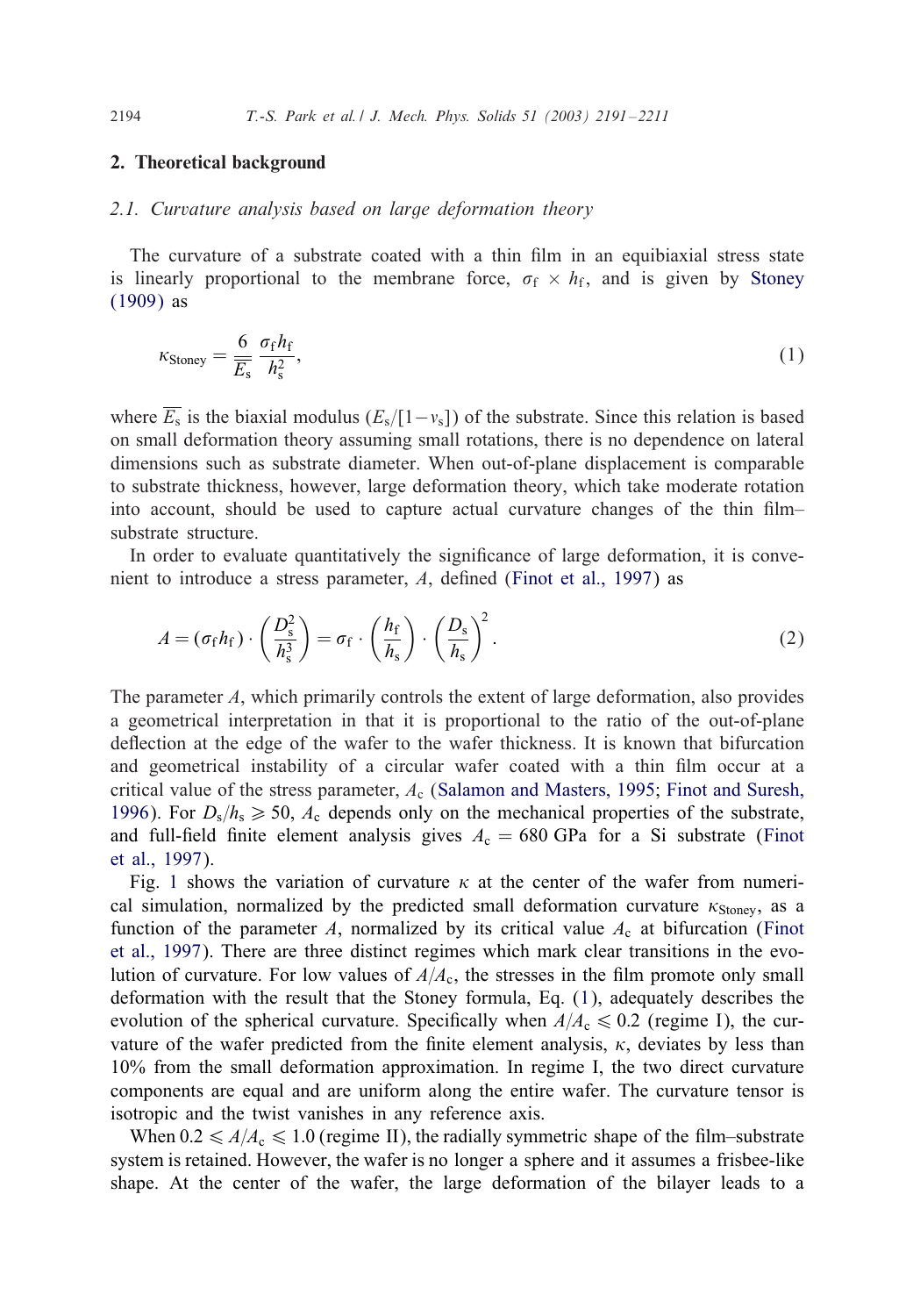## 2. Theoretical background

### *2.1. Curvature analysis based on large deformation theory*

The curvature of a substrate coated with a thin film in an equibiaxial stress state is linearly proportional to the membrane force, $\sigma_f \times h_f$, and is given by Stoney (1909) as

$$\kappa_{\text{Stoney}} = \frac{6}{\overline{E_s}} \frac{\sigma_f h_f}{h_s^2}, \tag{1}$$

where $\overline{E_s}$ is the biaxial modulus ($E_s/[1-v_s]$) of the substrate. Since this relation is based on small deformation theory assuming small rotations, there is no dependence on lateral dimensions such as substrate diameter. When out-of-plane displacement is comparable to substrate thickness, however, large deformation theory, which take moderate rotation into account, should be used to capture actual curvature changes of the thin film–substrate structure.

In order to evaluate quantitatively the significance of large deformation, it is convenient to introduce a stress parameter, $A$, defined (Finot et al., 1997) as

$$A = (\sigma_f h_f) \cdot \left(\frac{D_s^2}{h_s^3}\right) = \sigma_f \cdot \left(\frac{h_f}{h_s}\right) \cdot \left(\frac{D_s}{h_s}\right)^2. \tag{2}$$

The parameter $A$, which primarily controls the extent of large deformation, also provides a geometrical interpretation in that it is proportional to the ratio of the out-of-plane deflection at the edge of the wafer to the wafer thickness. It is known that bifurcation and geometrical instability of a circular wafer coated with a thin film occur at a critical value of the stress parameter, $A_c$ (Salamon and Masters, 1995; Finot and Suresh, 1996). For $D_s/h_s \geqslant 50$, $A_c$ depends only on the mechanical properties of the substrate, and full-field finite element analysis gives $A_c = 680$ GPa for a Si substrate (Finot et al., 1997).

Fig. 1 shows the variation of curvature $\kappa$ at the center of the wafer from numerical simulation, normalized by the predicted small deformation curvature $\kappa_{\text{Stoney}}$, as a function of the parameter $A$, normalized by its critical value $A_c$ at bifurcation (Finot et al., 1997). There are three distinct regimes which mark clear transitions in the evolution of curvature. For low values of $A/A_c$, the stresses in the film promote only small deformation with the result that the Stoney formula, Eq. (1), adequately describes the evolution of the spherical curvature. Specifically when $A/A_c \leqslant 0.2$ (regime I), the curvature of the wafer predicted from the finite element analysis, $\kappa$, deviates by less than 10% from the small deformation approximation. In regime I, the two direct curvature components are equal and are uniform along the entire wafer. The curvature tensor is isotropic and the twist vanishes in any reference axis.

When $0.2 \leqslant A/A_c \leqslant 1.0$ (regime II), the radially symmetric shape of the film–substrate system is retained. However, the wafer is no longer a sphere and it assumes a frisbee-like shape. At the center of the wafer, the large deformation of the bilayer leads to a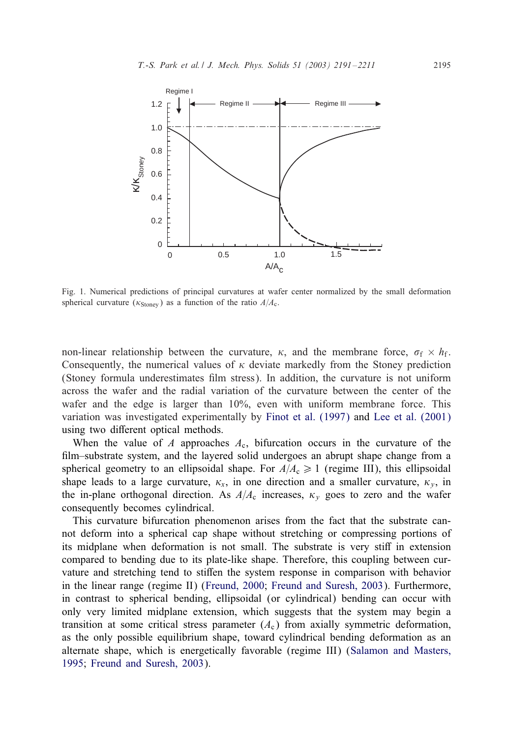Fig. 1. Numerical predictions of principal curvatures at wafer center normalized by the small deformation spherical curvature ($\kappa_{\text{Stoney}}$) as a function of the ratio $A/A_c$.

non-linear relationship between the curvature, $\kappa$, and the membrane force, $\sigma_f \times h_f$. Consequently, the numerical values of $\kappa$ deviate markedly from the Stoney prediction (Stoney formula underestimates film stress). In addition, the curvature is not uniform across the wafer and the radial variation of the curvature between the center of the wafer and the edge is larger than 10%, even with uniform membrane force. This variation was investigated experimentally by Finot et al. (1997) and Lee et al. (2001) using two different optical methods.

When the value of $A$ approaches $A_c$, bifurcation occurs in the curvature of the film–substrate system, and the layered solid undergoes an abrupt shape change from a spherical geometry to an ellipsoidal shape. For $A/A_c \geqslant 1$ (regime III), this ellipsoidal shape leads to a large curvature, $\kappa_x$, in one direction and a smaller curvature, $\kappa_y$, in the in-plane orthogonal direction. As $A/A_c$ increases, $\kappa_y$ goes to zero and the wafer consequently becomes cylindrical.

This curvature bifurcation phenomenon arises from the fact that the substrate cannot deform into a spherical cap shape without stretching or compressing portions of its midplane when deformation is not small. The substrate is very stiff in extension compared to bending due to its plate-like shape. Therefore, this coupling between curvature and stretching tend to stiffen the system response in comparison with behavior in the linear range (regime II) (Freund, 2000; Freund and Suresh, 2003). Furthermore, in contrast to spherical bending, ellipsoidal (or cylindrical) bending can occur with only very limited midplane extension, which suggests that the system may begin a transition at some critical stress parameter ($A_c$) from axially symmetric deformation, as the only possible equilibrium shape, toward cylindrical bending deformation as an alternate shape, which is energetically favorable (regime III) (Salamon and Masters, 1995; Freund and Suresh, 2003).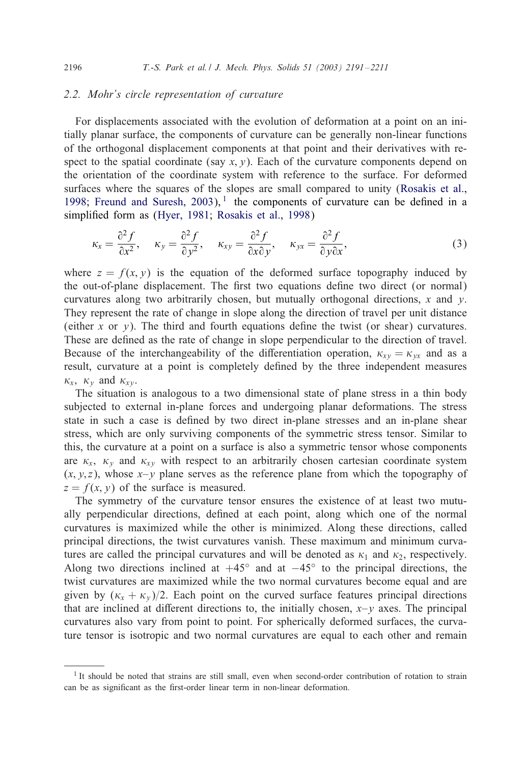### 2.2. Mohr's circle representation of curvature

For displacements associated with the evolution of deformation at a point on an initially planar surface, the components of curvature can be generally non-linear functions of the orthogonal displacement components at that point and their derivatives with respect to the spatial coordinate (say $x, y$). Each of the curvature components depend on the orientation of the coordinate system with reference to the surface. For deformed surfaces where the squares of the slopes are small compared to unity (Rosakis et al., 1998; Freund and Suresh, 2003), [1] the components of curvature can be defined in a simplified form as (Hyer, 1981; Rosakis et al., 1998)

$$\kappa_x = \frac{\partial^2 f}{\partial x^2}, \quad \kappa_y = \frac{\partial^2 f}{\partial y^2}, \quad \kappa_{xy} = \frac{\partial^2 f}{\partial x \partial y}, \quad \kappa_{yx} = \frac{\partial^2 f}{\partial y \partial x}, \tag{3}$$

where $z = f(x, y)$ is the equation of the deformed surface topography induced by the out-of-plane displacement. The first two equations define two direct (or normal) curvatures along two arbitrarily chosen, but mutually orthogonal directions, $x$ and $y$. They represent the rate of change in slope along the direction of travel per unit distance (either $x$ or $y$). The third and fourth equations define the twist (or shear) curvatures. These are defined as the rate of change in slope perpendicular to the direction of travel. Because of the interchangeability of the differentiation operation, $\kappa_{xy} = \kappa_{yx}$ and as a result, curvature at a point is completely defined by the three independent measures $\kappa_x$, $\kappa_y$ and $\kappa_{xy}$.

The situation is analogous to a two dimensional state of plane stress in a thin body subjected to external in-plane forces and undergoing planar deformations. The stress state in such a case is defined by two direct in-plane stresses and an in-plane shear stress, which are only surviving components of the symmetric stress tensor. Similar to this, the curvature at a point on a surface is also a symmetric tensor whose components are $\kappa_x$, $\kappa_y$ and $\kappa_{xy}$ with respect to an arbitrarily chosen cartesian coordinate system $(x, y, z)$, whose $x$–$y$ plane serves as the reference plane from which the topography of $z = f(x, y)$ of the surface is measured.

The symmetry of the curvature tensor ensures the existence of at least two mutually perpendicular directions, defined at each point, along which one of the normal curvatures is maximized while the other is minimized. Along these directions, called principal directions, the twist curvatures vanish. These maximum and minimum curvatures are called the principal curvatures and will be denoted as $\kappa_1$ and $\kappa_2$, respectively. Along two directions inclined at $+45°$ and at $-45°$ to the principal directions, the twist curvatures are maximized while the two normal curvatures become equal and are given by $(\kappa_x + \kappa_y)/2$. Each point on the curved surface features principal directions that are inclined at different directions to, the initially chosen, $x$–$y$ axes. The principal curvatures also vary from point to point. For spherically deformed surfaces, the curvature tensor is isotropic and two normal curvatures are equal to each other and remain

---

[1] It should be noted that strains are still small, even when second-order contribution of rotation to strain can be as significant as the first-order linear term in non-linear deformation.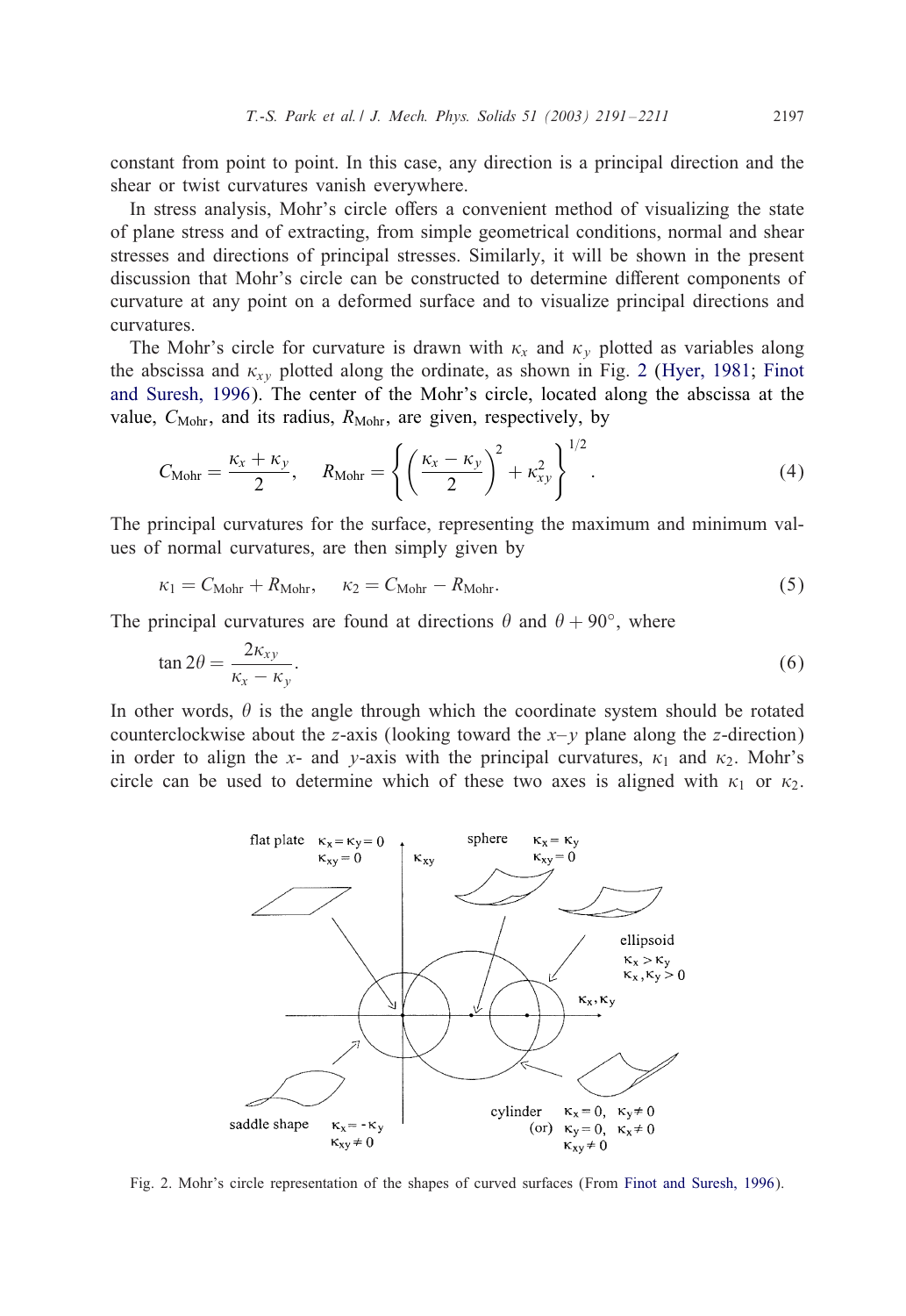constant from point to point. In this case, any direction is a principal direction and the shear or twist curvatures vanish everywhere.

In stress analysis, Mohr's circle offers a convenient method of visualizing the state of plane stress and of extracting, from simple geometrical conditions, normal and shear stresses and directions of principal stresses. Similarly, it will be shown in the present discussion that Mohr's circle can be constructed to determine different components of curvature at any point on a deformed surface and to visualize principal directions and curvatures.

The Mohr's circle for curvature is drawn with $\kappa_x$ and $\kappa_y$ plotted as variables along the abscissa and $\kappa_{xy}$ plotted along the ordinate, as shown in Fig. 2 (Hyer, 1981; Finot and Suresh, 1996). The center of the Mohr's circle, located along the abscissa at the value, $C_{\mathrm{Mohr}}$, and its radius, $R_{\mathrm{Mohr}}$, are given, respectively, by

$$C_{\mathrm{Mohr}} = \frac{\kappa_x + \kappa_y}{2}, \quad R_{\mathrm{Mohr}} = \left\{ \left( \frac{\kappa_x - \kappa_y}{2} \right)^2 + \kappa_{xy}^2 \right\}^{1/2}. \tag{4}$$

The principal curvatures for the surface, representing the maximum and minimum values of normal curvatures, are then simply given by

$$\kappa_1 = C_{\mathrm{Mohr}} + R_{\mathrm{Mohr}}, \quad \kappa_2 = C_{\mathrm{Mohr}} - R_{\mathrm{Mohr}}. \tag{5}$$

The principal curvatures are found at directions $\theta$ and $\theta + 90^\circ$, where

$$\tan 2\theta = \frac{2\kappa_{xy}}{\kappa_x - \kappa_y}. \tag{6}$$

In other words, $\theta$ is the angle through which the coordinate system should be rotated counterclockwise about the $z$-axis (looking toward the $x$–$y$ plane along the $z$-direction) in order to align the $x$- and $y$-axis with the principal curvatures, $\kappa_1$ and $\kappa_2$. Mohr's circle can be used to determine which of these two axes is aligned with $\kappa_1$ or $\kappa_2$.

Fig. 2. Mohr's circle representation of the shapes of curved surfaces (From Finot and Suresh, 1996).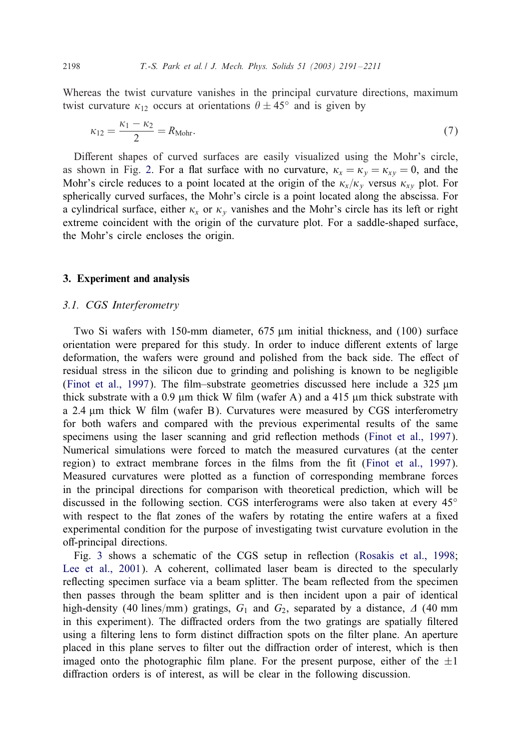Whereas the twist curvature vanishes in the principal curvature directions, maximum twist curvature $\kappa_{12}$ occurs at orientations $\theta \pm 45^\circ$ and is given by

$$\kappa_{12} = \frac{\kappa_1 - \kappa_2}{2} = R_{\mathrm{Mohr}}. \tag{7}$$

Different shapes of curved surfaces are easily visualized using the Mohr's circle, as shown in Fig. 2. For a flat surface with no curvature, $\kappa_x = \kappa_y = \kappa_{xy} = 0$, and the Mohr's circle reduces to a point located at the origin of the $\kappa_x/\kappa_y$ versus $\kappa_{xy}$ plot. For spherically curved surfaces, the Mohr's circle is a point located along the abscissa. For a cylindrical surface, either $\kappa_x$ or $\kappa_y$ vanishes and the Mohr's circle has its left or right extreme coincident with the origin of the curvature plot. For a saddle-shaped surface, the Mohr's circle encloses the origin.

## 3. Experiment and analysis

### 3.1. CGS Interferometry

Two Si wafers with 150-mm diameter, 675 μm initial thickness, and (100) surface orientation were prepared for this study. In order to induce different extents of large deformation, the wafers were ground and polished from the back side. The effect of residual stress in the silicon due to grinding and polishing is known to be negligible (Finot et al., 1997). The film–substrate geometries discussed here include a 325 μm thick substrate with a 0.9 μm thick W film (wafer A) and a 415 μm thick substrate with a 2.4 μm thick W film (wafer B). Curvatures were measured by CGS interferometry for both wafers and compared with the previous experimental results of the same specimens using the laser scanning and grid reflection methods (Finot et al., 1997). Numerical simulations were forced to match the measured curvatures (at the center region) to extract membrane forces in the films from the fit (Finot et al., 1997). Measured curvatures were plotted as a function of corresponding membrane forces in the principal directions for comparison with theoretical prediction, which will be discussed in the following section. CGS interferograms were also taken at every 45° with respect to the flat zones of the wafers by rotating the entire wafers at a fixed experimental condition for the purpose of investigating twist curvature evolution in the off-principal directions.

Fig. 3 shows a schematic of the CGS setup in reflection (Rosakis et al., 1998; Lee et al., 2001). A coherent, collimated laser beam is directed to the specularly reflecting specimen surface via a beam splitter. The beam reflected from the specimen then passes through the beam splitter and is then incident upon a pair of identical high-density (40 lines/mm) gratings, $G_1$ and $G_2$, separated by a distance, $\Delta$ (40 mm in this experiment). The diffracted orders from the two gratings are spatially filtered using a filtering lens to form distinct diffraction spots on the filter plane. An aperture placed in this plane serves to filter out the diffraction order of interest, which is then imaged onto the photographic film plane. For the present purpose, either of the $\pm 1$ diffraction orders is of interest, as will be clear in the following discussion.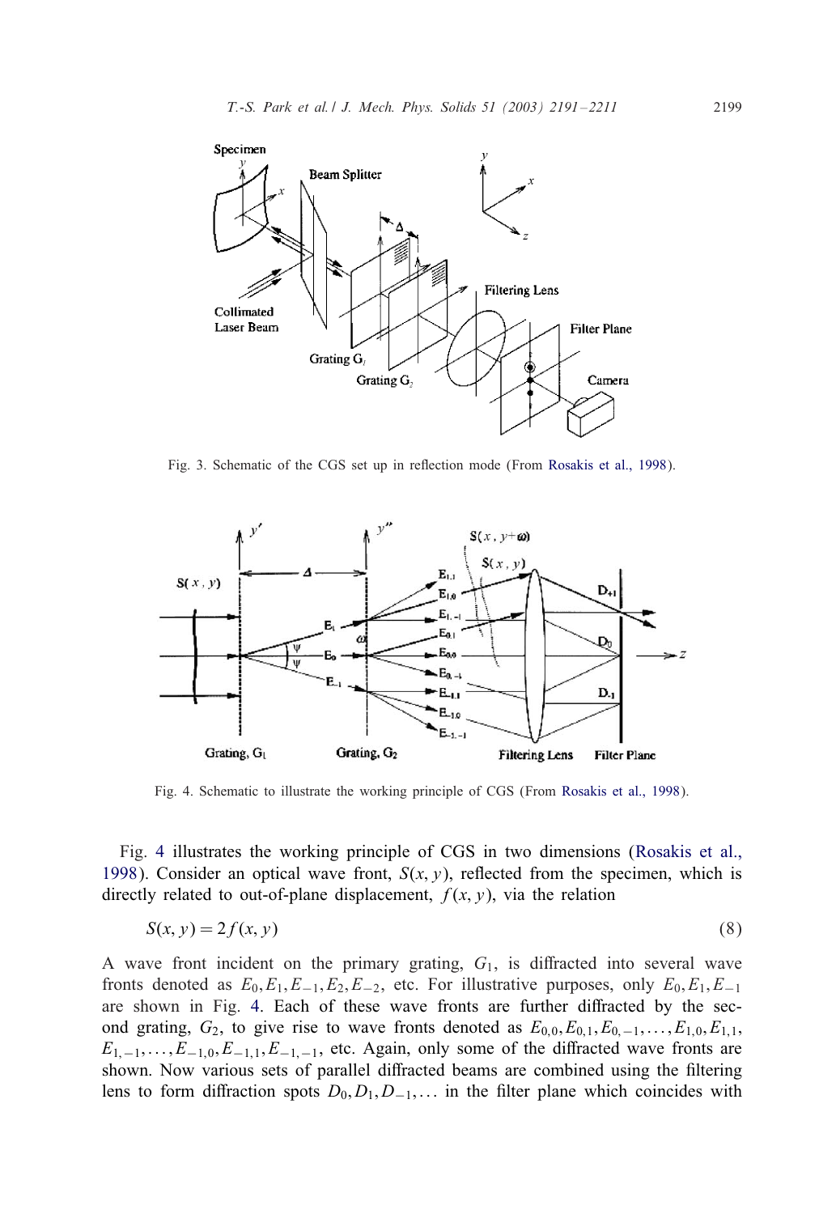Fig. 3. Schematic of the CGS set up in reflection mode (From Rosakis et al., 1998).

Fig. 4. Schematic to illustrate the working principle of CGS (From Rosakis et al., 1998).

Fig. 4 illustrates the working principle of CGS in two dimensions (Rosakis et al., 1998). Consider an optical wave front, $S(x, y)$, reflected from the specimen, which is directly related to out-of-plane displacement, $f(x, y)$, via the relation

$$S(x, y) = 2f(x, y) \tag{8}$$

A wave front incident on the primary grating, $G_1$, is diffracted into several wave fronts denoted as $E_0, E_1, E_{-1}, E_2, E_{-2}$, etc. For illustrative purposes, only $E_0, E_1, E_{-1}$ are shown in Fig. 4. Each of these wave fronts are further diffracted by the second grating, $G_2$, to give rise to wave fronts denoted as $E_{0,0}, E_{0,1}, E_{0,-1}, \ldots, E_{1,0}, E_{1,1}, E_{1,-1}, \ldots, E_{-1,0}, E_{-1,1}, E_{-1,-1}$, etc. Again, only some of the diffracted wave fronts are shown. Now various sets of parallel diffracted beams are combined using the filtering lens to form diffraction spots $D_0, D_1, D_{-1}, \ldots$ in the filter plane which coincides with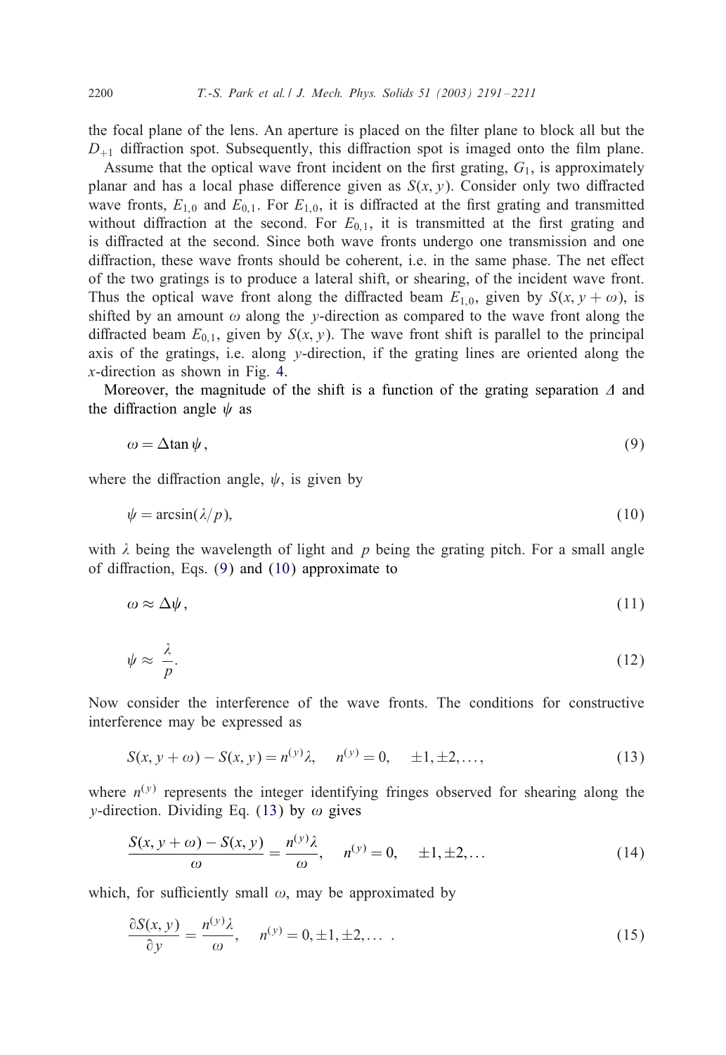the focal plane of the lens. An aperture is placed on the filter plane to block all but the $D_{+1}$ diffraction spot. Subsequently, this diffraction spot is imaged onto the film plane.

Assume that the optical wave front incident on the first grating, $G_1$, is approximately planar and has a local phase difference given as $S(x, y)$. Consider only two diffracted wave fronts, $E_{1,0}$ and $E_{0,1}$. For $E_{1,0}$, it is diffracted at the first grating and transmitted without diffraction at the second. For $E_{0,1}$, it is transmitted at the first grating and is diffracted at the second. Since both wave fronts undergo one transmission and one diffraction, these wave fronts should be coherent, i.e. in the same phase. The net effect of the two gratings is to produce a lateral shift, or shearing, of the incident wave front. Thus the optical wave front along the diffracted beam $E_{1,0}$, given by $S(x, y+\omega)$, is shifted by an amount $\omega$ along the $y$-direction as compared to the wave front along the diffracted beam $E_{0,1}$, given by $S(x, y)$. The wave front shift is parallel to the principal axis of the gratings, i.e. along $y$-direction, if the grating lines are oriented along the $x$-direction as shown in Fig. 4.

Moreover, the magnitude of the shift is a function of the grating separation $\Delta$ and the diffraction angle $\psi$ as

$$\omega = \Delta \tan \psi, \tag{9}$$

where the diffraction angle, $\psi$, is given by

$$\psi = \arcsin(\lambda/p), \tag{10}$$

with $\lambda$ being the wavelength of light and $p$ being the grating pitch. For a small angle of diffraction, Eqs. (9) and (10) approximate to

$$\omega \approx \Delta\psi, \tag{11}$$

$$\psi \approx \frac{\lambda}{p}. \tag{12}$$

Now consider the interference of the wave fronts. The conditions for constructive interference may be expressed as

$$S(x, y+\omega) - S(x, y) = n^{(y)}\lambda, \quad n^{(y)} = 0, \quad \pm 1, \pm 2, \ldots, \tag{13}$$

where $n^{(y)}$ represents the integer identifying fringes observed for shearing along the $y$-direction. Dividing Eq. (13) by $\omega$ gives

$$\frac{S(x, y+\omega) - S(x, y)}{\omega} = \frac{n^{(y)}\lambda}{\omega}, \quad n^{(y)} = 0, \quad \pm 1, \pm 2, \ldots \tag{14}$$

which, for sufficiently small $\omega$, may be approximated by

$$\frac{\partial S(x, y)}{\partial y} = \frac{n^{(y)}\lambda}{\omega}, \quad n^{(y)} = 0, \pm 1, \pm 2, \ldots \ . \tag{15}$$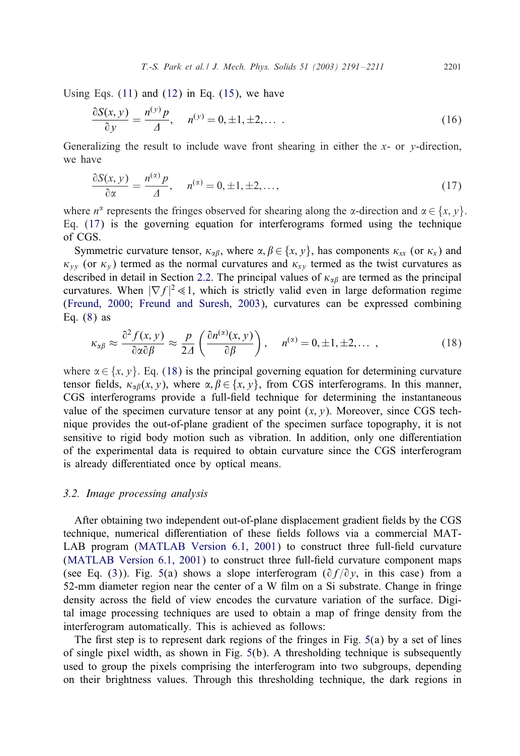Using Eqs. (11) and (12) in Eq. (15), we have

$$\frac{\partial S(x, y)}{\partial y} = \frac{n^{(y)} p}{\Delta}, \quad n^{(y)} = 0, \pm 1, \pm 2, \ldots \ . \tag{16}$$

Generalizing the result to include wave front shearing in either the $x$- or $y$-direction, we have

$$\frac{\partial S(x, y)}{\partial \alpha} = \frac{n^{(\alpha)} p}{\Delta}, \quad n^{(\alpha)} = 0, \pm 1, \pm 2, \ldots, \tag{17}$$

where $n^{\alpha}$ represents the fringes observed for shearing along the $\alpha$-direction and $\alpha \in \{x, y\}$. Eq. (17) is the governing equation for interferograms formed using the technique of CGS.

Symmetric curvature tensor, $\kappa_{\alpha\beta}$, where $\alpha, \beta \in \{x, y\}$, has components $\kappa_{xx}$ (or $\kappa_x$) and $\kappa_{yy}$ (or $\kappa_y$) termed as the normal curvatures and $\kappa_{xy}$ termed as the twist curvatures as described in detail in Section 2.2. The principal values of $\kappa_{\alpha\beta}$ are termed as the principal curvatures. When $|\nabla f|^2 \ll 1$, which is strictly valid even in large deformation regime (Freund, 2000; Freund and Suresh, 2003), curvatures can be expressed combining Eq. (8) as

$$\kappa_{\alpha\beta} \approx \frac{\partial^2 f(x, y)}{\partial \alpha \partial \beta} \approx \frac{p}{2\Delta} \left( \frac{\partial n^{(\alpha)}(x, y)}{\partial \beta} \right), \quad n^{(\alpha)} = 0, \pm 1, \pm 2, \ldots \ , \tag{18}$$

where $\alpha \in \{x, y\}$. Eq. (18) is the principal governing equation for determining curvature tensor fields, $\kappa_{\alpha\beta}(x, y)$, where $\alpha, \beta \in \{x, y\}$, from CGS interferograms. In this manner, CGS interferograms provide a full-field technique for determining the instantaneous value of the specimen curvature tensor at any point $(x, y)$. Moreover, since CGS technique provides the out-of-plane gradient of the specimen surface topography, it is not sensitive to rigid body motion such as vibration. In addition, only one differentiation of the experimental data is required to obtain curvature since the CGS interferogram is already differentiated once by optical means.

### 3.2. Image processing analysis

After obtaining two independent out-of-plane displacement gradient fields by the CGS technique, numerical differentiation of these fields follows via a commercial MATLAB program (MATLAB Version 6.1, 2001) to construct three full-field curvature (MATLAB Version 6.1, 2001) to construct three full-field curvature component maps (see Eq. (3)). Fig. 5(a) shows a slope interferogram ($\partial f/\partial y$, in this case) from a 52-mm diameter region near the center of a W film on a Si substrate. Change in fringe density across the field of view encodes the curvature variation of the surface. Digital image processing techniques are used to obtain a map of fringe density from the interferogram automatically. This is achieved as follows:

The first step is to represent dark regions of the fringes in Fig. 5(a) by a set of lines of single pixel width, as shown in Fig. 5(b). A thresholding technique is subsequently used to group the pixels comprising the interferogram into two subgroups, depending on their brightness values. Through this thresholding technique, the dark regions in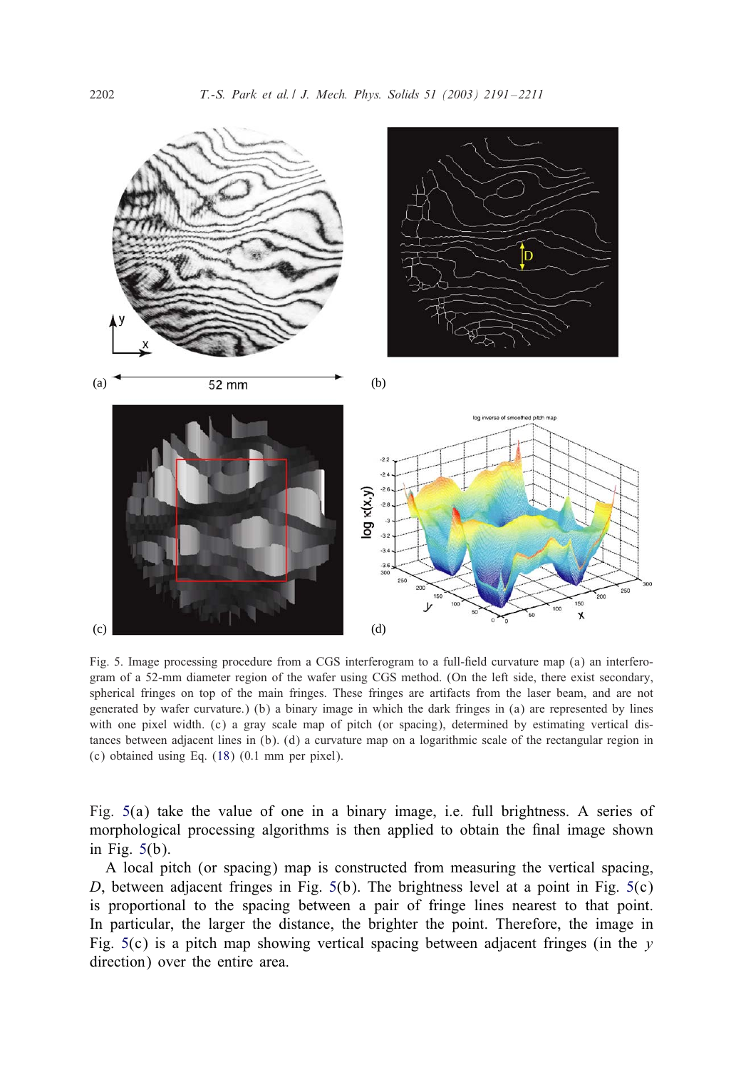Fig. 5. Image processing procedure from a CGS interferogram to a full-field curvature map (a) an interferogram of a 52-mm diameter region of the wafer using CGS method. (On the left side, there exist secondary, spherical fringes on top of the main fringes. These fringes are artifacts from the laser beam, and are not generated by wafer curvature.) (b) a binary image in which the dark fringes in (a) are represented by lines with one pixel width. (c) a gray scale map of pitch (or spacing), determined by estimating vertical distances between adjacent lines in (b). (d) a curvature map on a logarithmic scale of the rectangular region in (c) obtained using Eq. (18) (0.1 mm per pixel).

Fig. 5(a) take the value of one in a binary image, i.e. full brightness. A series of morphological processing algorithms is then applied to obtain the final image shown in Fig. 5(b).

A local pitch (or spacing) map is constructed from measuring the vertical spacing, $D$, between adjacent fringes in Fig. 5(b). The brightness level at a point in Fig. 5(c) is proportional to the spacing between a pair of fringe lines nearest to that point. In particular, the larger the distance, the brighter the point. Therefore, the image in Fig. 5(c) is a pitch map showing vertical spacing between adjacent fringes (in the $y$ direction) over the entire area.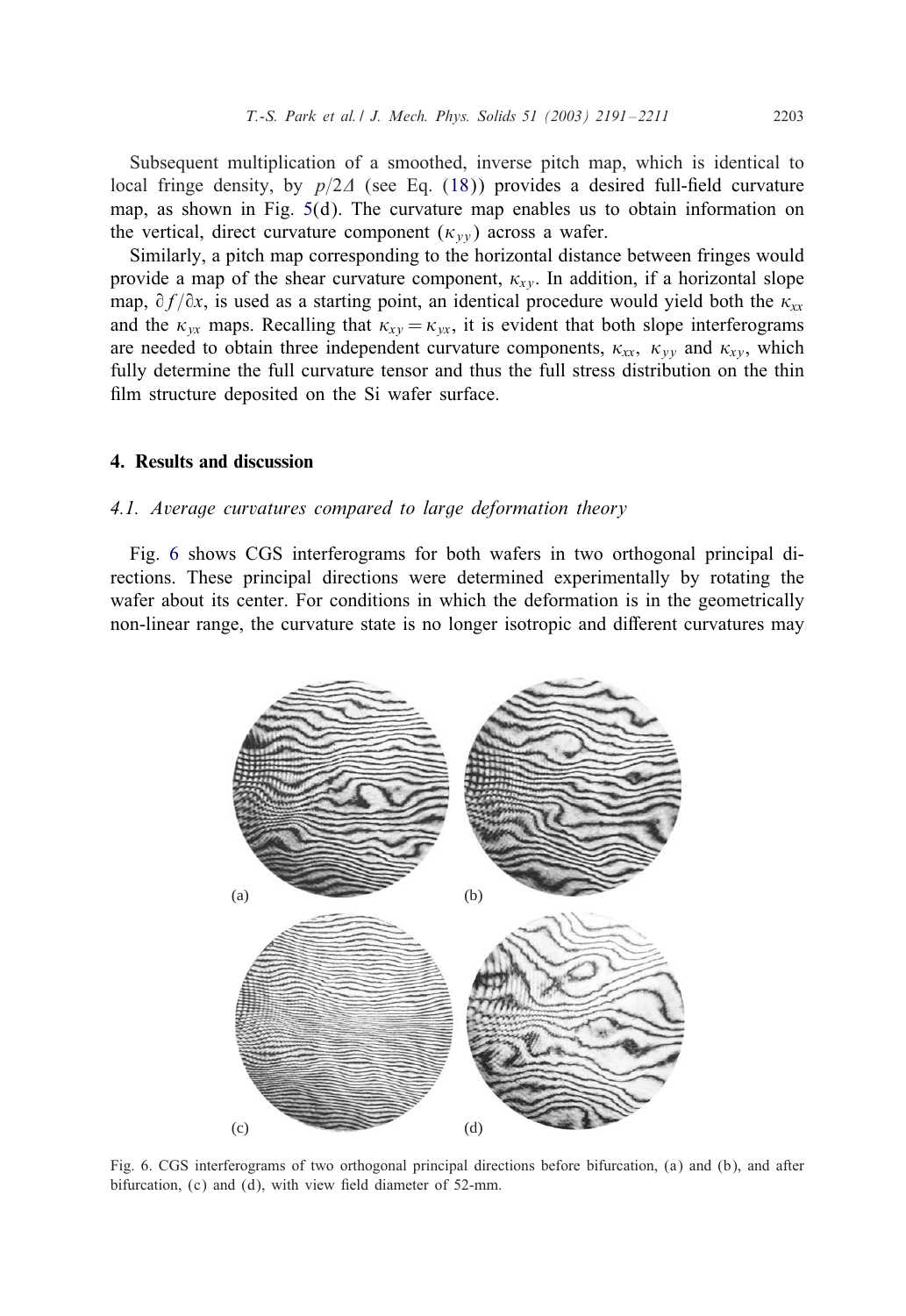Subsequent multiplication of a smoothed, inverse pitch map, which is identical to local fringe density, by $p/2\Delta$ (see Eq. (18)) provides a desired full-field curvature map, as shown in Fig. 5(d). The curvature map enables us to obtain information on the vertical, direct curvature component ($\kappa_{yy}$) across a wafer.

Similarly, a pitch map corresponding to the horizontal distance between fringes would provide a map of the shear curvature component, $\kappa_{xy}$. In addition, if a horizontal slope map, $\partial f/\partial x$, is used as a starting point, an identical procedure would yield both the $\kappa_{xx}$ and the $\kappa_{yx}$ maps. Recalling that $\kappa_{xy} = \kappa_{yx}$, it is evident that both slope interferograms are needed to obtain three independent curvature components, $\kappa_{xx}$, $\kappa_{yy}$ and $\kappa_{xy}$, which fully determine the full curvature tensor and thus the full stress distribution on the thin film structure deposited on the Si wafer surface.

## 4. Results and discussion

### 4.1. Average curvatures compared to large deformation theory

Fig. 6 shows CGS interferograms for both wafers in two orthogonal principal directions. These principal directions were determined experimentally by rotating the wafer about its center. For conditions in which the deformation is in the geometrically non-linear range, the curvature state is no longer isotropic and different curvatures may

Fig. 6. CGS interferograms of two orthogonal principal directions before bifurcation, (a) and (b), and after bifurcation, (c) and (d), with view field diameter of 52-mm.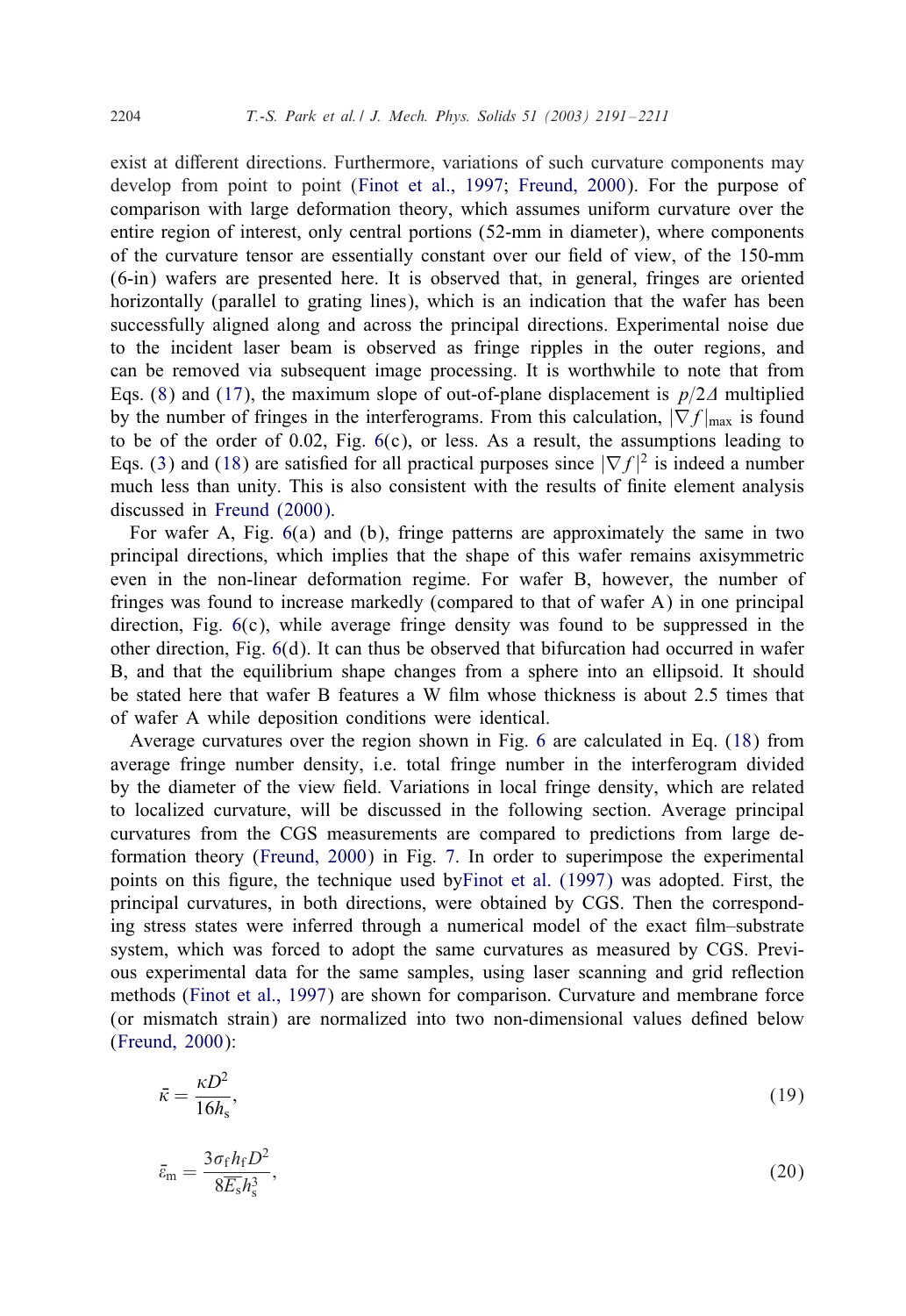exist at different directions. Furthermore, variations of such curvature components may develop from point to point (Finot et al., 1997; Freund, 2000). For the purpose of comparison with large deformation theory, which assumes uniform curvature over the entire region of interest, only central portions (52-mm in diameter), where components of the curvature tensor are essentially constant over our field of view, of the 150-mm (6-in) wafers are presented here. It is observed that, in general, fringes are oriented horizontally (parallel to grating lines), which is an indication that the wafer has been successfully aligned along and across the principal directions. Experimental noise due to the incident laser beam is observed as fringe ripples in the outer regions, and can be removed via subsequent image processing. It is worthwhile to note that from Eqs. (8) and (17), the maximum slope of out-of-plane displacement is $p/2\Delta$ multiplied by the number of fringes in the interferograms. From this calculation, $|\nabla f|_{\max}$ is found to be of the order of 0.02, Fig. 6(c), or less. As a result, the assumptions leading to Eqs. (3) and (18) are satisfied for all practical purposes since $|\nabla f|^2$ is indeed a number much less than unity. This is also consistent with the results of finite element analysis discussed in Freund (2000).

For wafer A, Fig. 6(a) and (b), fringe patterns are approximately the same in two principal directions, which implies that the shape of this wafer remains axisymmetric even in the non-linear deformation regime. For wafer B, however, the number of fringes was found to increase markedly (compared to that of wafer A) in one principal direction, Fig. 6(c), while average fringe density was found to be suppressed in the other direction, Fig. 6(d). It can thus be observed that bifurcation had occurred in wafer B, and that the equilibrium shape changes from a sphere into an ellipsoid. It should be stated here that wafer B features a W film whose thickness is about 2.5 times that of wafer A while deposition conditions were identical.

Average curvatures over the region shown in Fig. 6 are calculated in Eq. (18) from average fringe number density, i.e. total fringe number in the interferogram divided by the diameter of the view field. Variations in local fringe density, which are related to localized curvature, will be discussed in the following section. Average principal curvatures from the CGS measurements are compared to predictions from large deformation theory (Freund, 2000) in Fig. 7. In order to superimpose the experimental points on this figure, the technique used byFinot et al. (1997) was adopted. First, the principal curvatures, in both directions, were obtained by CGS. Then the corresponding stress states were inferred through a numerical model of the exact film–substrate system, which was forced to adopt the same curvatures as measured by CGS. Previous experimental data for the same samples, using laser scanning and grid reflection methods (Finot et al., 1997) are shown for comparison. Curvature and membrane force (or mismatch strain) are normalized into two non-dimensional values defined below (Freund, 2000):

$$\bar{\kappa} = \frac{\kappa D^2}{16 h_s}, \tag{19}$$

$$\bar{\varepsilon}_m = \frac{3\sigma_f h_f D^2}{8\overline{E}_s h_s^3}, \tag{20}$$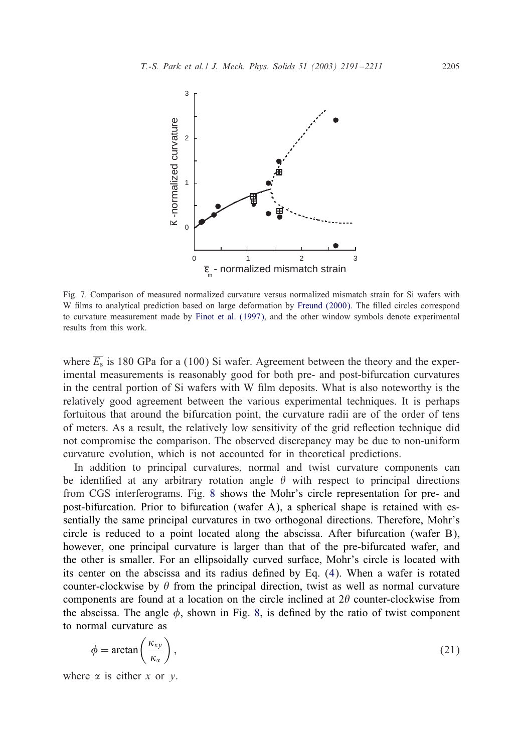Fig. 7. Comparison of measured normalized curvature versus normalized mismatch strain for Si wafers with W films to analytical prediction based on large deformation by Freund (2000). The filled circles correspond to curvature measurement made by Finot et al. (1997), and the other window symbols denote experimental results from this work.

where $\overline{E_s}$ is 180 GPa for a (100) Si wafer. Agreement between the theory and the experimental measurements is reasonably good for both pre- and post-bifurcation curvatures in the central portion of Si wafers with W film deposits. What is also noteworthy is the relatively good agreement between the various experimental techniques. It is perhaps fortuitous that around the bifurcation point, the curvature radii are of the order of tens of meters. As a result, the relatively low sensitivity of the grid reflection technique did not compromise the comparison. The observed discrepancy may be due to non-uniform curvature evolution, which is not accounted for in theoretical predictions.

In addition to principal curvatures, normal and twist curvature components can be identified at any arbitrary rotation angle $\theta$ with respect to principal directions from CGS interferograms. Fig. 8 shows the Mohr's circle representation for pre- and post-bifurcation. Prior to bifurcation (wafer A), a spherical shape is retained with essentially the same principal curvatures in two orthogonal directions. Therefore, Mohr's circle is reduced to a point located along the abscissa. After bifurcation (wafer B), however, one principal curvature is larger than that of the pre-bifurcated wafer, and the other is smaller. For an ellipsoidally curved surface, Mohr's circle is located with its center on the abscissa and its radius defined by Eq. (4). When a wafer is rotated counter-clockwise by $\theta$ from the principal direction, twist as well as normal curvature components are found at a location on the circle inclined at $2\theta$ counter-clockwise from the abscissa. The angle $\phi$, shown in Fig. 8, is defined by the ratio of twist component to normal curvature as

$$\phi = \arctan\left(\frac{\kappa_{xy}}{\kappa_\alpha}\right), \tag{21}$$

where $\alpha$ is either $x$ or $y$.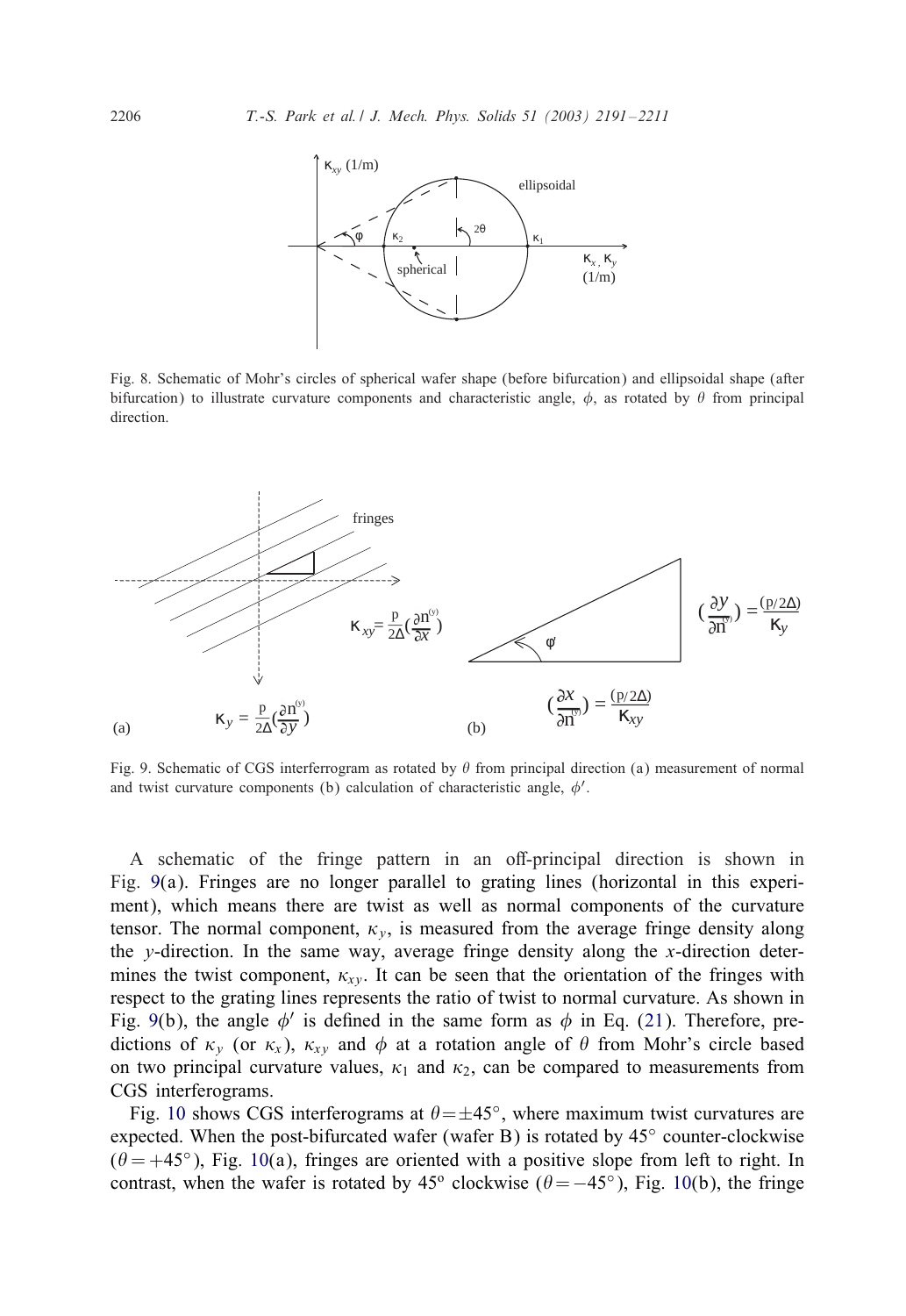Fig. 8. Schematic of Mohr's circles of spherical wafer shape (before bifurcation) and ellipsoidal shape (after bifurcation) to illustrate curvature components and characteristic angle, $\phi$, as rotated by $\theta$ from principal direction.

Fig. 9. Schematic of CGS interferrogram as rotated by $\theta$ from principal direction (a) measurement of normal and twist curvature components (b) calculation of characteristic angle, $\phi'$.

A schematic of the fringe pattern in an off-principal direction is shown in Fig. 9(a). Fringes are no longer parallel to grating lines (horizontal in this experiment), which means there are twist as well as normal components of the curvature tensor. The normal component, $\kappa_y$, is measured from the average fringe density along the $y$-direction. In the same way, average fringe density along the $x$-direction determines the twist component, $\kappa_{xy}$. It can be seen that the orientation of the fringes with respect to the grating lines represents the ratio of twist to normal curvature. As shown in Fig. 9(b), the angle $\phi'$ is defined in the same form as $\phi$ in Eq. (21). Therefore, predictions of $\kappa_y$ (or $\kappa_x$), $\kappa_{xy}$ and $\phi$ at a rotation angle of $\theta$ from Mohr's circle based on two principal curvature values, $\kappa_1$ and $\kappa_2$, can be compared to measurements from CGS interferograms.

Fig. 10 shows CGS interferograms at $\theta = \pm 45^\circ$, where maximum twist curvatures are expected. When the post-bifurcated wafer (wafer B) is rotated by $45^\circ$ counter-clockwise ($\theta = +45^\circ$), Fig. 10(a), fringes are oriented with a positive slope from left to right. In contrast, when the wafer is rotated by $45^\circ$ clockwise ($\theta = -45^\circ$), Fig. 10(b), the fringe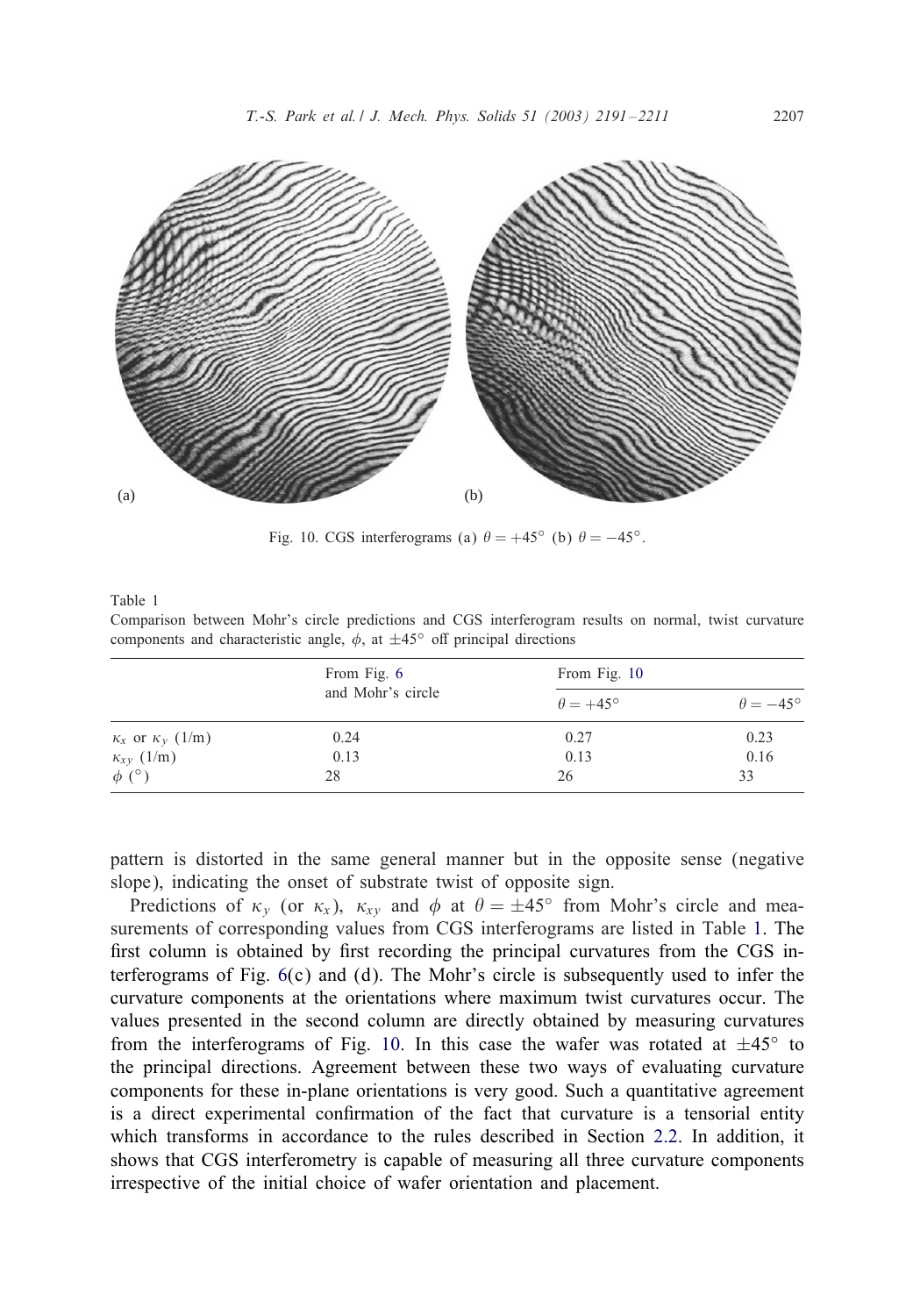Fig. 10. CGS interferograms (a) $\theta = +45^\circ$ (b) $\theta = -45^\circ$.

Table 1

Comparison between Mohr's circle predictions and CGS interferogram results on normal, twist curvature components and characteristic angle, $\phi$, at $\pm 45^\circ$ off principal directions

| | From Fig. 6 and Mohr's circle | From Fig. 10 | |
|---|---|---|---|
| | | $\theta = +45^\circ$ | $\theta = -45^\circ$ |
| $\kappa_x$ or $\kappa_y$ (1/m) | 0.24 | 0.27 | 0.23 |
| $\kappa_{xy}$ (1/m) | 0.13 | 0.13 | 0.16 |
| $\phi$ ($^\circ$) | 28 | 26 | 33 |

pattern is distorted in the same general manner but in the opposite sense (negative slope), indicating the onset of substrate twist of opposite sign.

Predictions of $\kappa_y$ (or $\kappa_x$), $\kappa_{xy}$ and $\phi$ at $\theta = \pm 45^\circ$ from Mohr's circle and measurements of corresponding values from CGS interferograms are listed in Table 1. The first column is obtained by first recording the principal curvatures from the CGS interferograms of Fig. 6(c) and (d). The Mohr's circle is subsequently used to infer the curvature components at the orientations where maximum twist curvatures occur. The values presented in the second column are directly obtained by measuring curvatures from the interferograms of Fig. 10. In this case the wafer was rotated at $\pm 45^\circ$ to the principal directions. Agreement between these two ways of evaluating curvature components for these in-plane orientations is very good. Such a quantitative agreement is a direct experimental confirmation of the fact that curvature is a tensorial entity which transforms in accordance to the rules described in Section 2.2. In addition, it shows that CGS interferometry is capable of measuring all three curvature components irrespective of the initial choice of wafer orientation and placement.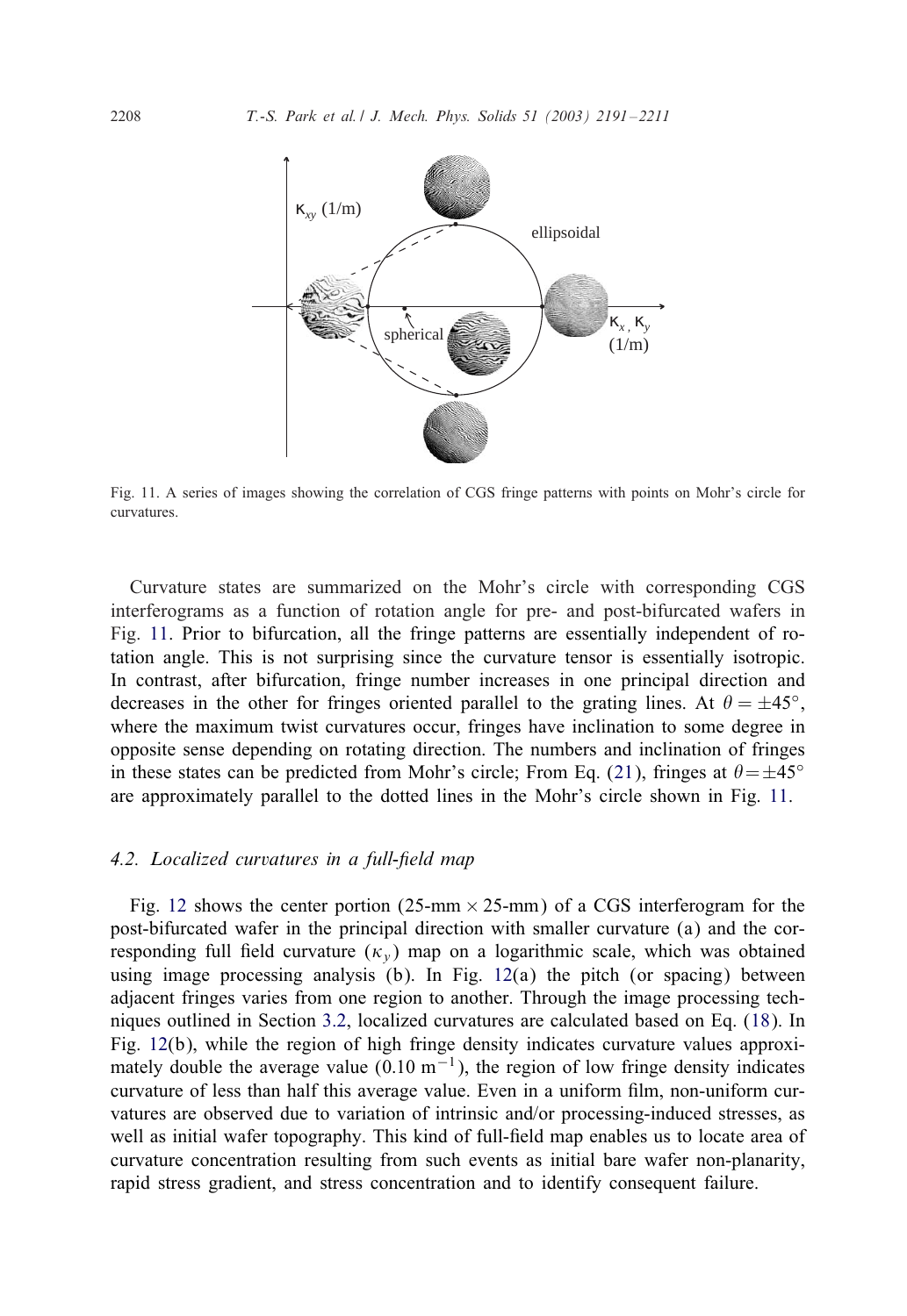Fig. 11. A series of images showing the correlation of CGS fringe patterns with points on Mohr's circle for curvatures.

Curvature states are summarized on the Mohr's circle with corresponding CGS interferograms as a function of rotation angle for pre- and post-bifurcated wafers in Fig. 11. Prior to bifurcation, all the fringe patterns are essentially independent of rotation angle. This is not surprising since the curvature tensor is essentially isotropic. In contrast, after bifurcation, fringe number increases in one principal direction and decreases in the other for fringes oriented parallel to the grating lines. At $\theta = \pm 45°$, where the maximum twist curvatures occur, fringes have inclination to some degree in opposite sense depending on rotating direction. The numbers and inclination of fringes in these states can be predicted from Mohr's circle; From Eq. (21), fringes at $\theta = \pm 45°$ are approximately parallel to the dotted lines in the Mohr's circle shown in Fig. 11.

### 4.2. Localized curvatures in a full-field map

Fig. 12 shows the center portion (25-mm × 25-mm) of a CGS interferogram for the post-bifurcated wafer in the principal direction with smaller curvature (a) and the corresponding full field curvature ($\kappa_y$) map on a logarithmic scale, which was obtained using image processing analysis (b). In Fig. 12(a) the pitch (or spacing) between adjacent fringes varies from one region to another. Through the image processing techniques outlined in Section 3.2, localized curvatures are calculated based on Eq. (18). In Fig. 12(b), while the region of high fringe density indicates curvature values approximately double the average value ($0.10\ \mathrm{m}^{-1}$), the region of low fringe density indicates curvature of less than half this average value. Even in a uniform film, non-uniform curvatures are observed due to variation of intrinsic and/or processing-induced stresses, as well as initial wafer topography. This kind of full-field map enables us to locate area of curvature concentration resulting from such events as initial bare wafer non-planarity, rapid stress gradient, and stress concentration and to identify consequent failure.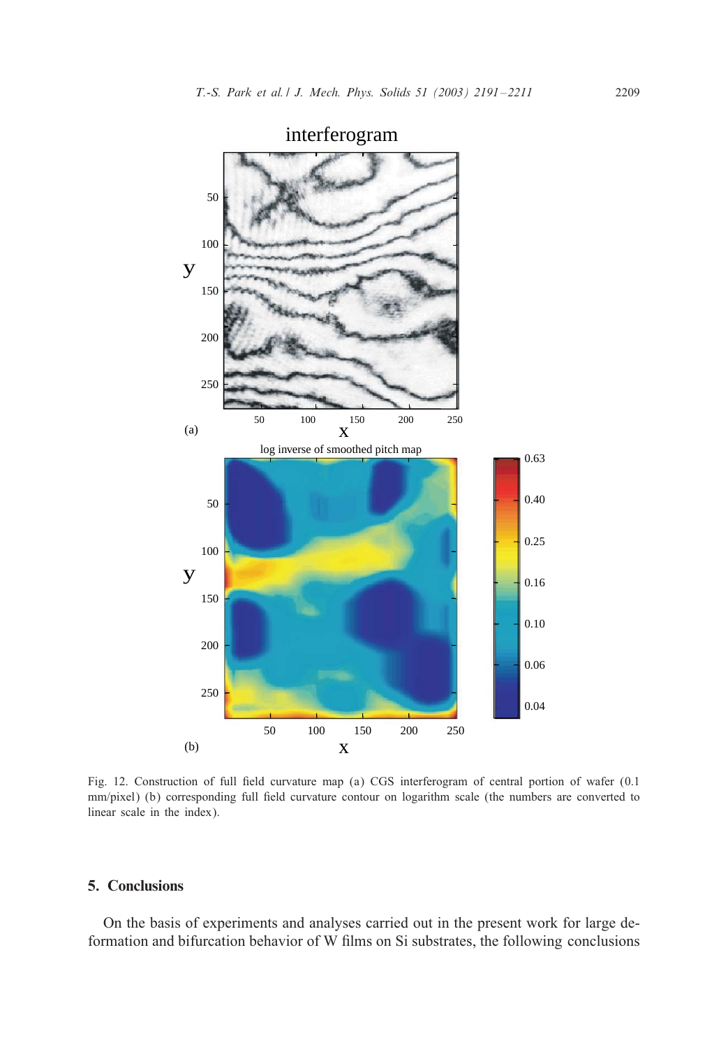Fig. 12. Construction of full field curvature map (a) CGS interferogram of central portion of wafer (0.1 mm/pixel) (b) corresponding full field curvature contour on logarithm scale (the numbers are converted to linear scale in the index).

## 5. Conclusions

On the basis of experiments and analyses carried out in the present work for large deformation and bifurcation behavior of W films on Si substrates, the following conclusions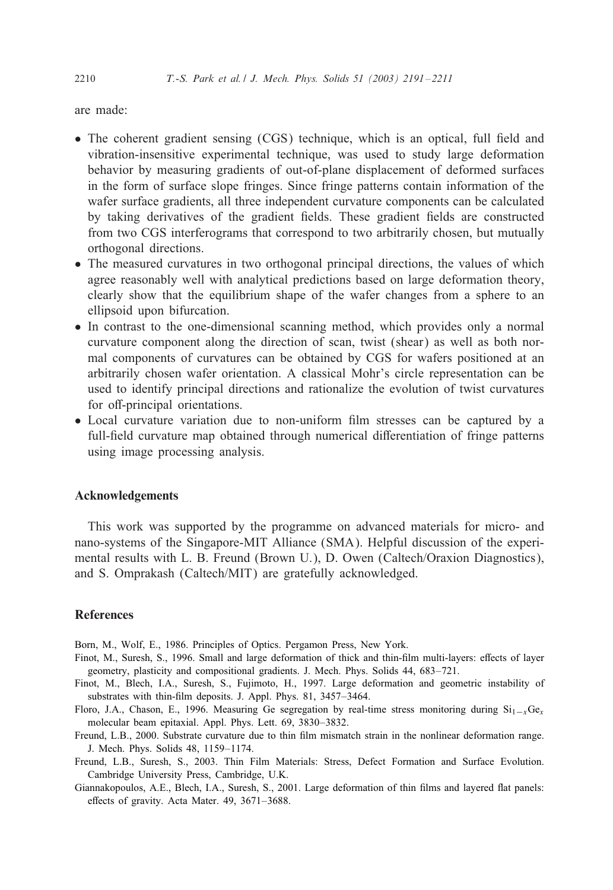are made:

- The coherent gradient sensing (CGS) technique, which is an optical, full field and vibration-insensitive experimental technique, was used to study large deformation behavior by measuring gradients of out-of-plane displacement of deformed surfaces in the form of surface slope fringes. Since fringe patterns contain information of the wafer surface gradients, all three independent curvature components can be calculated by taking derivatives of the gradient fields. These gradient fields are constructed from two CGS interferograms that correspond to two arbitrarily chosen, but mutually orthogonal directions.
- The measured curvatures in two orthogonal principal directions, the values of which agree reasonably well with analytical predictions based on large deformation theory, clearly show that the equilibrium shape of the wafer changes from a sphere to an ellipsoid upon bifurcation.
- In contrast to the one-dimensional scanning method, which provides only a normal curvature component along the direction of scan, twist (shear) as well as both normal components of curvatures can be obtained by CGS for wafers positioned at an arbitrarily chosen wafer orientation. A classical Mohr's circle representation can be used to identify principal directions and rationalize the evolution of twist curvatures for off-principal orientations.
- Local curvature variation due to non-uniform film stresses can be captured by a full-field curvature map obtained through numerical differentiation of fringe patterns using image processing analysis.

## Acknowledgements

This work was supported by the programme on advanced materials for micro- and nano-systems of the Singapore-MIT Alliance (SMA). Helpful discussion of the experimental results with L. B. Freund (Brown U.), D. Owen (Caltech/Oraxion Diagnostics), and S. Omprakash (Caltech/MIT) are gratefully acknowledged.

## References

Born, M., Wolf, E., 1986. Principles of Optics. Pergamon Press, New York.

Finot, M., Suresh, S., 1996. Small and large deformation of thick and thin-film multi-layers: effects of layer geometry, plasticity and compositional gradients. J. Mech. Phys. Solids 44, 683–721.

Finot, M., Blech, I.A., Suresh, S., Fujimoto, H., 1997. Large deformation and geometric instability of substrates with thin-film deposits. J. Appl. Phys. 81, 3457–3464.

Floro, J.A., Chason, E., 1996. Measuring Ge segregation by real-time stress monitoring during $Si_{1-x}Ge_x$ molecular beam epitaxial. Appl. Phys. Lett. 69, 3830–3832.

Freund, L.B., 2000. Substrate curvature due to thin film mismatch strain in the nonlinear deformation range. J. Mech. Phys. Solids 48, 1159–1174.

Freund, L.B., Suresh, S., 2003. Thin Film Materials: Stress, Defect Formation and Surface Evolution. Cambridge University Press, Cambridge, U.K.

Giannakopoulos, A.E., Blech, I.A., Suresh, S., 2001. Large deformation of thin films and layered flat panels: effects of gravity. Acta Mater. 49, 3671–3688.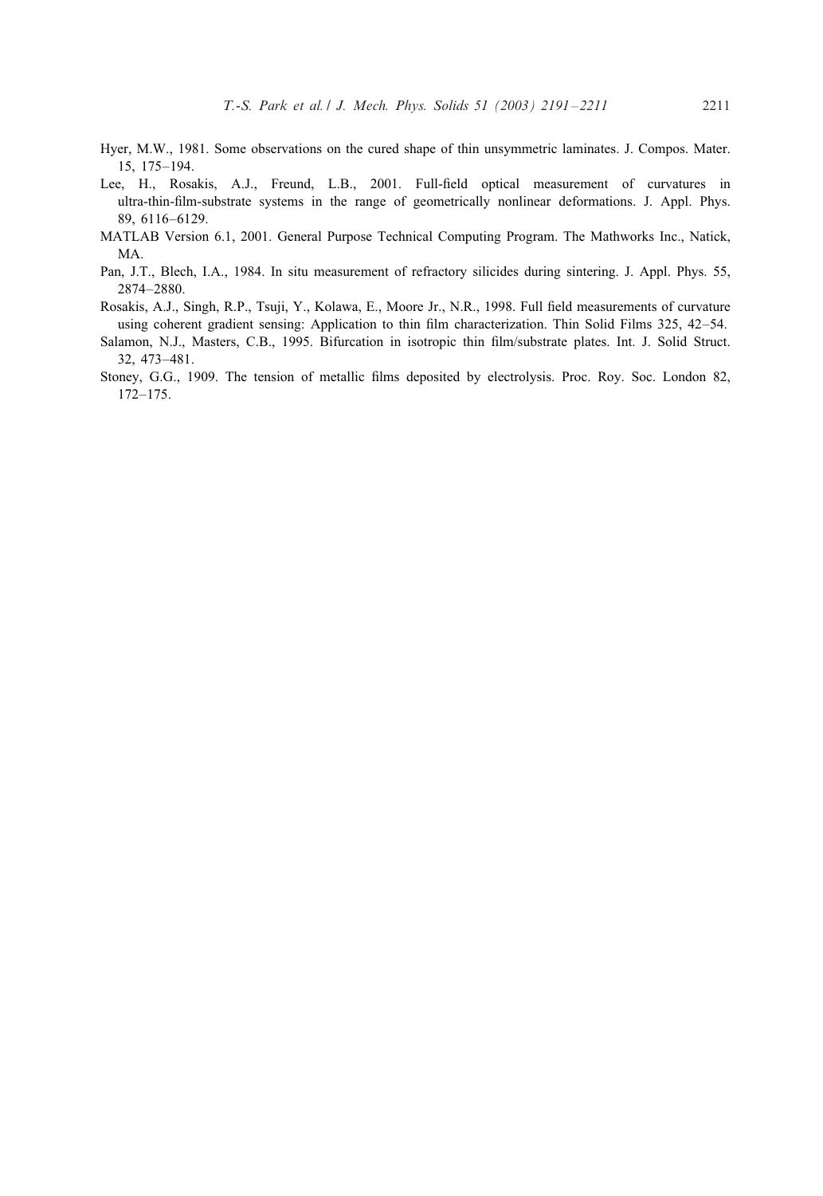Hyer, M.W., 1981. Some observations on the cured shape of thin unsymmetric laminates. J. Compos. Mater. 15, 175–194.

Lee, H., Rosakis, A.J., Freund, L.B., 2001. Full-field optical measurement of curvatures in ultra-thin-film-substrate systems in the range of geometrically nonlinear deformations. J. Appl. Phys. 89, 6116–6129.

MATLAB Version 6.1, 2001. General Purpose Technical Computing Program. The Mathworks Inc., Natick, MA.

Pan, J.T., Blech, I.A., 1984. In situ measurement of refractory silicides during sintering. J. Appl. Phys. 55, 2874–2880.

Rosakis, A.J., Singh, R.P., Tsuji, Y., Kolawa, E., Moore Jr., N.R., 1998. Full field measurements of curvature using coherent gradient sensing: Application to thin film characterization. Thin Solid Films 325, 42–54.

Salamon, N.J., Masters, C.B., 1995. Bifurcation in isotropic thin film/substrate plates. Int. J. Solid Struct. 32, 473–481.

Stoney, G.G., 1909. The tension of metallic films deposited by electrolysis. Proc. Roy. Soc. London 82, 172–175.